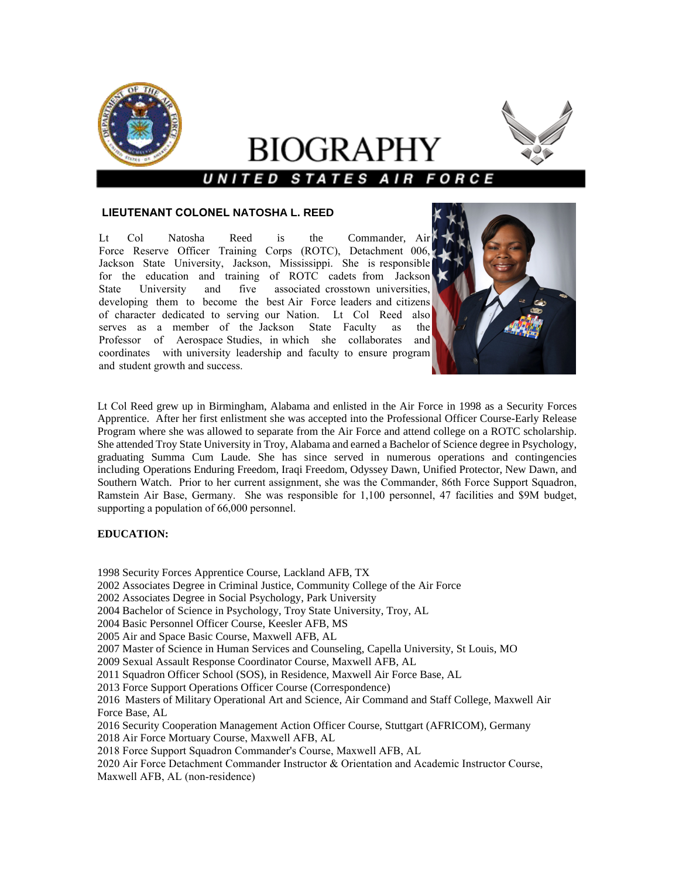# BIOGRAPHY

**UNITED STATES AIR FORCE**

## LIEUTENANT COLONEL NATOSHA L. REED

Lt Col Natosha Reed is the Commander, Air Force Reserve Officer Training Corps (ROTC), Detachment 006, Jackson State University, Jackson, Mississippi. She is responsible for the education and training of ROTC cadets from Jackson State University and five associated crosstown universities, developing them to become the best Air Force leaders and citizens of character dedicated to serving our Nation. Lt Col Reed also serves as a member of the Jackson State Faculty as the Professor of Aerospace Studies, in which she collaborates and coordinates with university leadership and faculty to ensure program and student growth and success.

Lt Col Reed grew up in Birmingham, Alabama and enlisted in the Air Force in 1998 as a Security Forces Apprentice. After her first enlistment she was accepted into the Professional Officer Course-Early Release Program where she was allowed to separate from the Air Force and attend college on a ROTC scholarship. She attended Troy State University in Troy, Alabama and earned a Bachelor of Science degree in Psychology, graduating Summa Cum Laude. She has since served in numerous operations and contingencies including Operations Enduring Freedom, Iraqi Freedom, Odyssey Dawn, Unified Protector, New Dawn, and Southern Watch. Prior to her current assignment, she was the Commander, 86th Force Support Squadron, Ramstein Air Base, Germany. She was responsible for 1,100 personnel, 47 facilities and $9M budget, supporting a population of 66,000 personnel.

**EDUCATION:**

1998 Security Forces Apprentice Course, Lackland AFB, TX
2002 Associates Degree in Criminal Justice, Community College of the Air Force
2002 Associates Degree in Social Psychology, Park University
2004 Bachelor of Science in Psychology, Troy State University, Troy, AL
2004 Basic Personnel Officer Course, Keesler AFB, MS
2005 Air and Space Basic Course, Maxwell AFB, AL
2007 Master of Science in Human Services and Counseling, Capella University, St Louis, MO
2009 Sexual Assault Response Coordinator Course, Maxwell AFB, AL
2011 Squadron Officer School (SOS), in Residence, Maxwell Air Force Base, AL
2013 Force Support Operations Officer Course (Correspondence)
2016 Masters of Military Operational Art and Science, Air Command and Staff College, Maxwell Air Force Base, AL
2016 Security Cooperation Management Action Officer Course, Stuttgart (AFRICOM), Germany
2018 Air Force Mortuary Course, Maxwell AFB, AL
2018 Force Support Squadron Commander's Course, Maxwell AFB, AL
2020 Air Force Detachment Commander Instructor & Orientation and Academic Instructor Course, Maxwell AFB, AL (non-residence)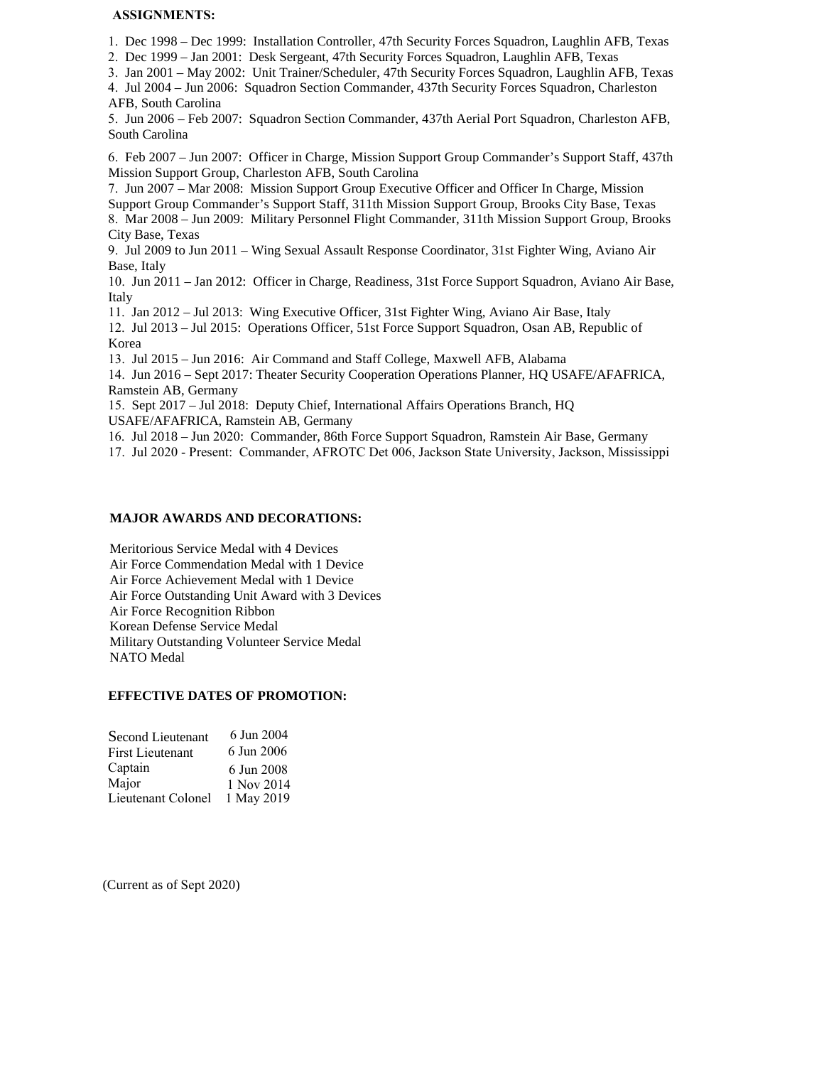**ASSIGNMENTS:**

1. Dec 1998 – Dec 1999: Installation Controller, 47th Security Forces Squadron, Laughlin AFB, Texas
2. Dec 1999 – Jan 2001: Desk Sergeant, 47th Security Forces Squadron, Laughlin AFB, Texas
3. Jan 2001 – May 2002: Unit Trainer/Scheduler, 47th Security Forces Squadron, Laughlin AFB, Texas
4. Jul 2004 – Jun 2006: Squadron Section Commander, 437th Security Forces Squadron, Charleston AFB, South Carolina
5. Jun 2006 – Feb 2007: Squadron Section Commander, 437th Aerial Port Squadron, Charleston AFB, South Carolina
6. Feb 2007 – Jun 2007: Officer in Charge, Mission Support Group Commander's Support Staff, 437th Mission Support Group, Charleston AFB, South Carolina
7. Jun 2007 – Mar 2008: Mission Support Group Executive Officer and Officer In Charge, Mission Support Group Commander's Support Staff, 311th Mission Support Group, Brooks City Base, Texas
8. Mar 2008 – Jun 2009: Military Personnel Flight Commander, 311th Mission Support Group, Brooks City Base, Texas
9. Jul 2009 to Jun 2011 – Wing Sexual Assault Response Coordinator, 31st Fighter Wing, Aviano Air Base, Italy
10. Jun 2011 – Jan 2012: Officer in Charge, Readiness, 31st Force Support Squadron, Aviano Air Base, Italy
11. Jan 2012 – Jul 2013: Wing Executive Officer, 31st Fighter Wing, Aviano Air Base, Italy
12. Jul 2013 – Jul 2015: Operations Officer, 51st Force Support Squadron, Osan AB, Republic of Korea
13. Jul 2015 – Jun 2016: Air Command and Staff College, Maxwell AFB, Alabama
14. Jun 2016 – Sept 2017: Theater Security Cooperation Operations Planner, HQ USAFE/AFAFRICA, Ramstein AB, Germany
15. Sept 2017 – Jul 2018: Deputy Chief, International Affairs Operations Branch, HQ USAFE/AFAFRICA, Ramstein AB, Germany
16. Jul 2018 – Jun 2020: Commander, 86th Force Support Squadron, Ramstein Air Base, Germany
17. Jul 2020 - Present: Commander, AFROTC Det 006, Jackson State University, Jackson, Mississippi

**MAJOR AWARDS AND DECORATIONS:**

Meritorious Service Medal with 4 Devices
Air Force Commendation Medal with 1 Device
Air Force Achievement Medal with 1 Device
Air Force Outstanding Unit Award with 3 Devices
Air Force Recognition Ribbon
Korean Defense Service Medal
Military Outstanding Volunteer Service Medal
NATO Medal

**EFFECTIVE DATES OF PROMOTION:**

| | |
|---|---|
| Second Lieutenant | 6 Jun 2004 |
| First Lieutenant | 6 Jun 2006 |
| Captain | 6 Jun 2008 |
| Major | 1 Nov 2014 |
| Lieutenant Colonel | 1 May 2019 |

(Current as of Sept 2020)